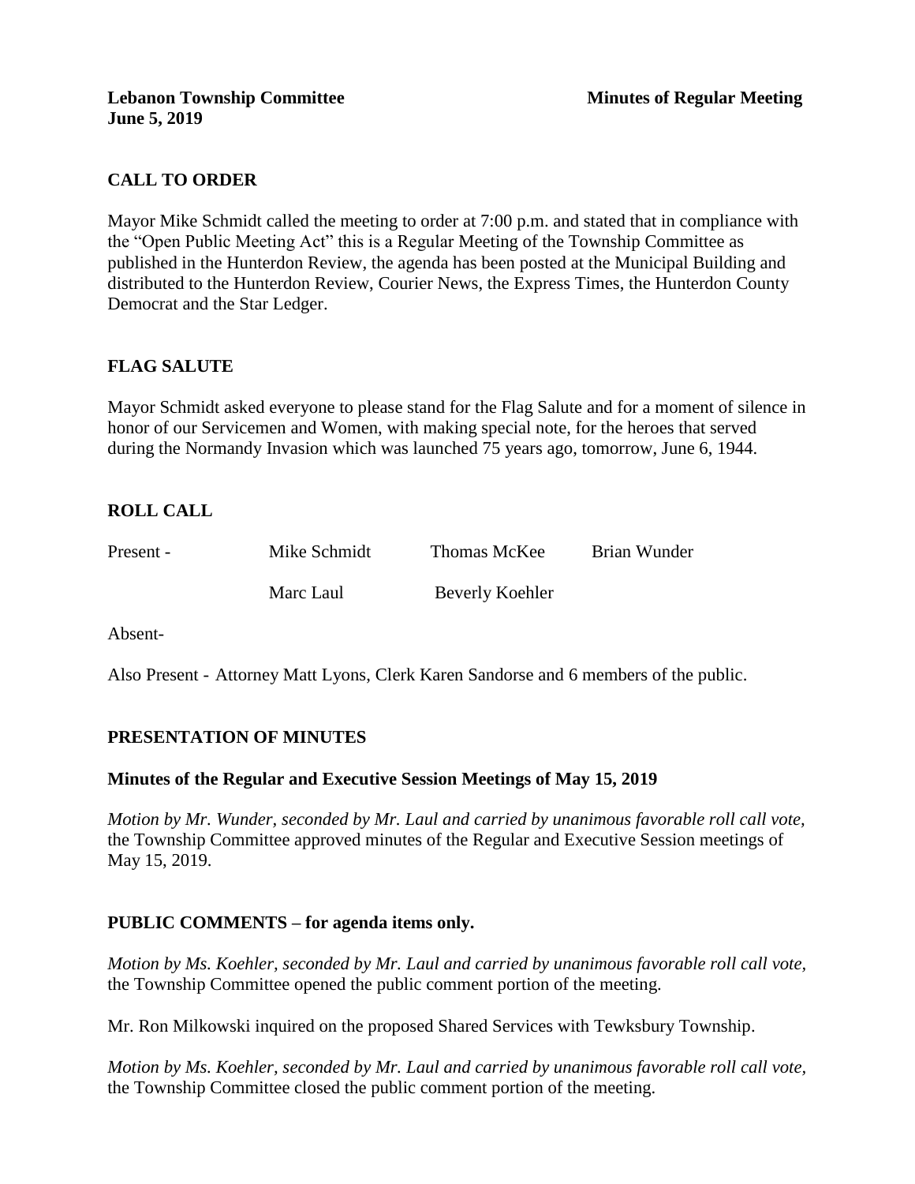**Lebanon Township Committee** **Minutes of Regular Meeting**
**June 5, 2019**

## CALL TO ORDER

Mayor Mike Schmidt called the meeting to order at 7:00 p.m. and stated that in compliance with the "Open Public Meeting Act" this is a Regular Meeting of the Township Committee as published in the Hunterdon Review, the agenda has been posted at the Municipal Building and distributed to the Hunterdon Review, Courier News, the Express Times, the Hunterdon County Democrat and the Star Ledger.

## FLAG SALUTE

Mayor Schmidt asked everyone to please stand for the Flag Salute and for a moment of silence in honor of our Servicemen and Women, with making special note, for the heroes that served during the Normandy Invasion which was launched 75 years ago, tomorrow, June 6, 1944.

## ROLL CALL

| Present - | Mike Schmidt | Thomas McKee | Brian Wunder |
|---|---|---|---|
| | Marc Laul | Beverly Koehler | |

Absent-

Also Present - Attorney Matt Lyons, Clerk Karen Sandorse and 6 members of the public.

## PRESENTATION OF MINUTES

### Minutes of the Regular and Executive Session Meetings of May 15, 2019

*Motion by Mr. Wunder, seconded by Mr. Laul and carried by unanimous favorable roll call vote,* the Township Committee approved minutes of the Regular and Executive Session meetings of May 15, 2019.

## PUBLIC COMMENTS – for agenda items only.

*Motion by Ms. Koehler, seconded by Mr. Laul and carried by unanimous favorable roll call vote,* the Township Committee opened the public comment portion of the meeting.

Mr. Ron Milkowski inquired on the proposed Shared Services with Tewksbury Township.

*Motion by Ms. Koehler, seconded by Mr. Laul and carried by unanimous favorable roll call vote,* the Township Committee closed the public comment portion of the meeting.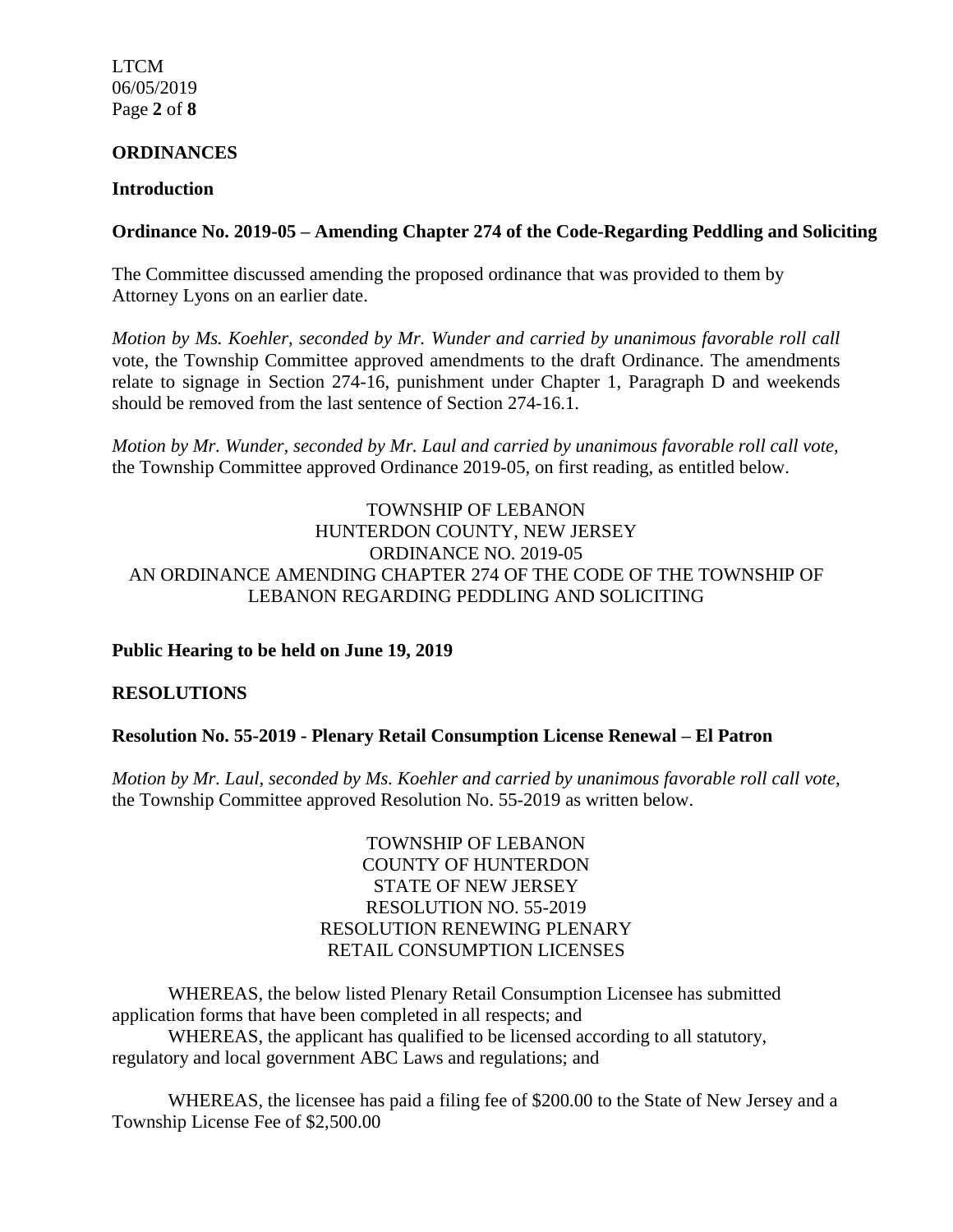## ORDINANCES

### Introduction

### Ordinance No. 2019-05 – Amending Chapter 274 of the Code-Regarding Peddling and Soliciting

The Committee discussed amending the proposed ordinance that was provided to them by Attorney Lyons on an earlier date.

*Motion by Ms. Koehler, seconded by Mr. Wunder and carried by unanimous favorable roll call* vote, the Township Committee approved amendments to the draft Ordinance. The amendments relate to signage in Section 274-16, punishment under Chapter 1, Paragraph D and weekends should be removed from the last sentence of Section 274-16.1.

*Motion by Mr. Wunder, seconded by Mr. Laul and carried by unanimous favorable roll call vote,* the Township Committee approved Ordinance 2019-05, on first reading, as entitled below.

TOWNSHIP OF LEBANON
HUNTERDON COUNTY, NEW JERSEY
ORDINANCE NO. 2019-05
AN ORDINANCE AMENDING CHAPTER 274 OF THE CODE OF THE TOWNSHIP OF LEBANON REGARDING PEDDLING AND SOLICITING

**Public Hearing to be held on June 19, 2019**

## RESOLUTIONS

### Resolution No. 55-2019 - Plenary Retail Consumption License Renewal – El Patron

*Motion by Mr. Laul, seconded by Ms. Koehler and carried by unanimous favorable roll call vote,* the Township Committee approved Resolution No. 55-2019 as written below.

TOWNSHIP OF LEBANON
COUNTY OF HUNTERDON
STATE OF NEW JERSEY
RESOLUTION NO. 55-2019
RESOLUTION RENEWING PLENARY RETAIL CONSUMPTION LICENSES

WHEREAS, the below listed Plenary Retail Consumption Licensee has submitted application forms that have been completed in all respects; and

WHEREAS, the applicant has qualified to be licensed according to all statutory, regulatory and local government ABC Laws and regulations; and

WHEREAS, the licensee has paid a filing fee of $200.00 to the State of New Jersey and a Township License Fee of $2,500.00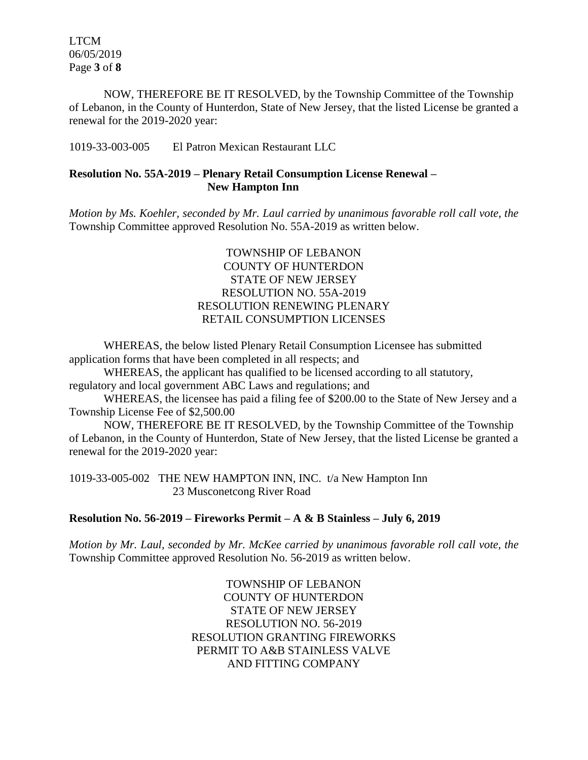NOW, THEREFORE BE IT RESOLVED, by the Township Committee of the Township of Lebanon, in the County of Hunterdon, State of New Jersey, that the listed License be granted a renewal for the 2019-2020 year:

1019-33-003-005 El Patron Mexican Restaurant LLC

**Resolution No. 55A-2019 – Plenary Retail Consumption License Renewal – New Hampton Inn**

*Motion by Ms. Koehler, seconded by Mr. Laul carried by unanimous favorable roll call vote, the* Township Committee approved Resolution No. 55A-2019 as written below.

TOWNSHIP OF LEBANON
COUNTY OF HUNTERDON
STATE OF NEW JERSEY
RESOLUTION NO. 55A-2019
RESOLUTION RENEWING PLENARY
RETAIL CONSUMPTION LICENSES

WHEREAS, the below listed Plenary Retail Consumption Licensee has submitted application forms that have been completed in all respects; and

WHEREAS, the applicant has qualified to be licensed according to all statutory, regulatory and local government ABC Laws and regulations; and

WHEREAS, the licensee has paid a filing fee of $200.00 to the State of New Jersey and a Township License Fee of $2,500.00

NOW, THEREFORE BE IT RESOLVED, by the Township Committee of the Township of Lebanon, in the County of Hunterdon, State of New Jersey, that the listed License be granted a renewal for the 2019-2020 year:

1019-33-005-002 THE NEW HAMPTON INN, INC. t/a New Hampton Inn
23 Musconetcong River Road

**Resolution No. 56-2019 – Fireworks Permit – A & B Stainless – July 6, 2019**

*Motion by Mr. Laul, seconded by Mr. McKee carried by unanimous favorable roll call vote, the* Township Committee approved Resolution No. 56-2019 as written below.

TOWNSHIP OF LEBANON
COUNTY OF HUNTERDON
STATE OF NEW JERSEY
RESOLUTION NO. 56-2019
RESOLUTION GRANTING FIREWORKS
PERMIT TO A&B STAINLESS VALVE
AND FITTING COMPANY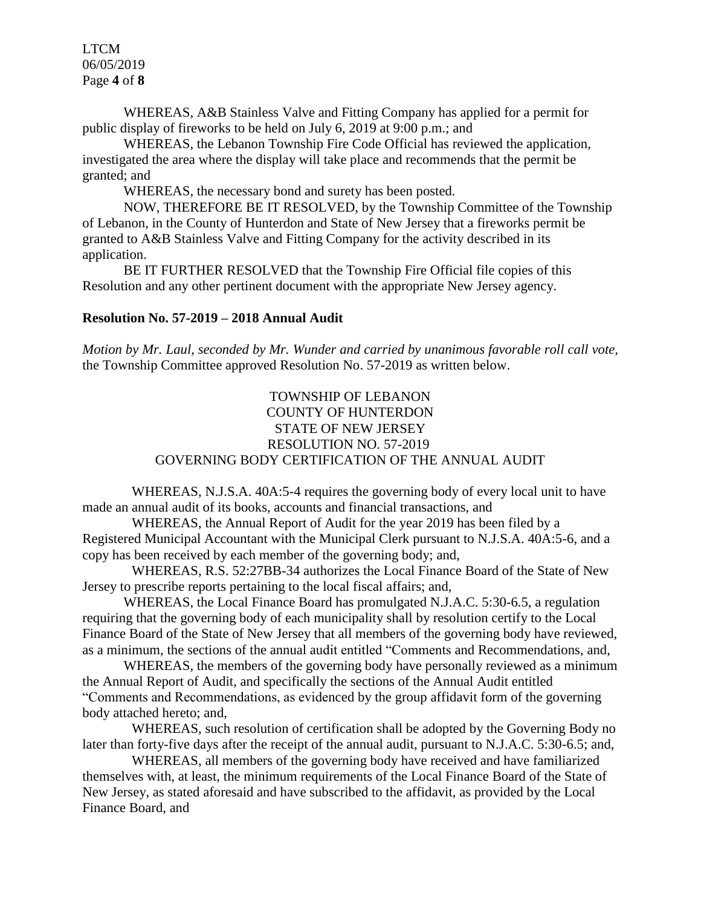WHEREAS, A&B Stainless Valve and Fitting Company has applied for a permit for public display of fireworks to be held on July 6, 2019 at 9:00 p.m.; and

WHEREAS, the Lebanon Township Fire Code Official has reviewed the application, investigated the area where the display will take place and recommends that the permit be granted; and

WHEREAS, the necessary bond and surety has been posted.

NOW, THEREFORE BE IT RESOLVED, by the Township Committee of the Township of Lebanon, in the County of Hunterdon and State of New Jersey that a fireworks permit be granted to A&B Stainless Valve and Fitting Company for the activity described in its application.

BE IT FURTHER RESOLVED that the Township Fire Official file copies of this Resolution and any other pertinent document with the appropriate New Jersey agency.

**Resolution No. 57-2019 – 2018 Annual Audit**

*Motion by Mr. Laul, seconded by Mr. Wunder and carried by unanimous favorable roll call vote,* the Township Committee approved Resolution No. 57-2019 as written below.

TOWNSHIP OF LEBANON
COUNTY OF HUNTERDON
STATE OF NEW JERSEY
RESOLUTION NO. 57-2019
GOVERNING BODY CERTIFICATION OF THE ANNUAL AUDIT

WHEREAS, N.J.S.A. 40A:5-4 requires the governing body of every local unit to have made an annual audit of its books, accounts and financial transactions, and

WHEREAS, the Annual Report of Audit for the year 2019 has been filed by a Registered Municipal Accountant with the Municipal Clerk pursuant to N.J.S.A. 40A:5-6, and a copy has been received by each member of the governing body; and,

WHEREAS, R.S. 52:27BB-34 authorizes the Local Finance Board of the State of New Jersey to prescribe reports pertaining to the local fiscal affairs; and,

WHEREAS, the Local Finance Board has promulgated N.J.A.C. 5:30-6.5, a regulation requiring that the governing body of each municipality shall by resolution certify to the Local Finance Board of the State of New Jersey that all members of the governing body have reviewed, as a minimum, the sections of the annual audit entitled "Comments and Recommendations, and,

WHEREAS, the members of the governing body have personally reviewed as a minimum the Annual Report of Audit, and specifically the sections of the Annual Audit entitled "Comments and Recommendations, as evidenced by the group affidavit form of the governing body attached hereto; and,

WHEREAS, such resolution of certification shall be adopted by the Governing Body no later than forty-five days after the receipt of the annual audit, pursuant to N.J.A.C. 5:30-6.5; and,

WHEREAS, all members of the governing body have received and have familiarized themselves with, at least, the minimum requirements of the Local Finance Board of the State of New Jersey, as stated aforesaid and have subscribed to the affidavit, as provided by the Local Finance Board, and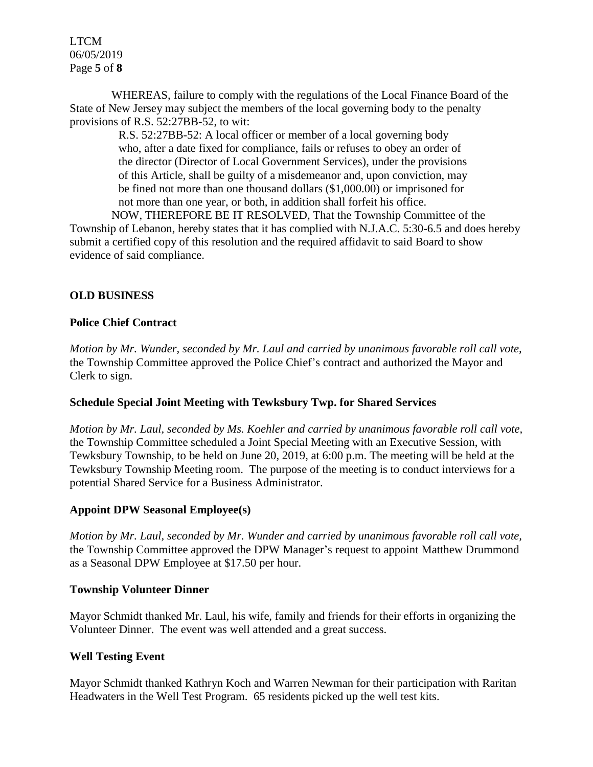WHEREAS, failure to comply with the regulations of the Local Finance Board of the State of New Jersey may subject the members of the local governing body to the penalty provisions of R.S. 52:27BB-52, to wit:

> R.S. 52:27BB-52: A local officer or member of a local governing body who, after a date fixed for compliance, fails or refuses to obey an order of the director (Director of Local Government Services), under the provisions of this Article, shall be guilty of a misdemeanor and, upon conviction, may be fined not more than one thousand dollars ($1,000.00) or imprisoned for not more than one year, or both, in addition shall forfeit his office.

NOW, THEREFORE BE IT RESOLVED, That the Township Committee of the Township of Lebanon, hereby states that it has complied with N.J.A.C. 5:30-6.5 and does hereby submit a certified copy of this resolution and the required affidavit to said Board to show evidence of said compliance.

## OLD BUSINESS

### Police Chief Contract

*Motion by Mr. Wunder, seconded by Mr. Laul and carried by unanimous favorable roll call vote,* the Township Committee approved the Police Chief's contract and authorized the Mayor and Clerk to sign.

### Schedule Special Joint Meeting with Tewksbury Twp. for Shared Services

*Motion by Mr. Laul, seconded by Ms. Koehler and carried by unanimous favorable roll call vote,* the Township Committee scheduled a Joint Special Meeting with an Executive Session, with Tewksbury Township, to be held on June 20, 2019, at 6:00 p.m. The meeting will be held at the Tewksbury Township Meeting room. The purpose of the meeting is to conduct interviews for a potential Shared Service for a Business Administrator.

### Appoint DPW Seasonal Employee(s)

*Motion by Mr. Laul, seconded by Mr. Wunder and carried by unanimous favorable roll call vote,* the Township Committee approved the DPW Manager's request to appoint Matthew Drummond as a Seasonal DPW Employee at $17.50 per hour.

### Township Volunteer Dinner

Mayor Schmidt thanked Mr. Laul, his wife, family and friends for their efforts in organizing the Volunteer Dinner. The event was well attended and a great success.

### Well Testing Event

Mayor Schmidt thanked Kathryn Koch and Warren Newman for their participation with Raritan Headwaters in the Well Test Program. 65 residents picked up the well test kits.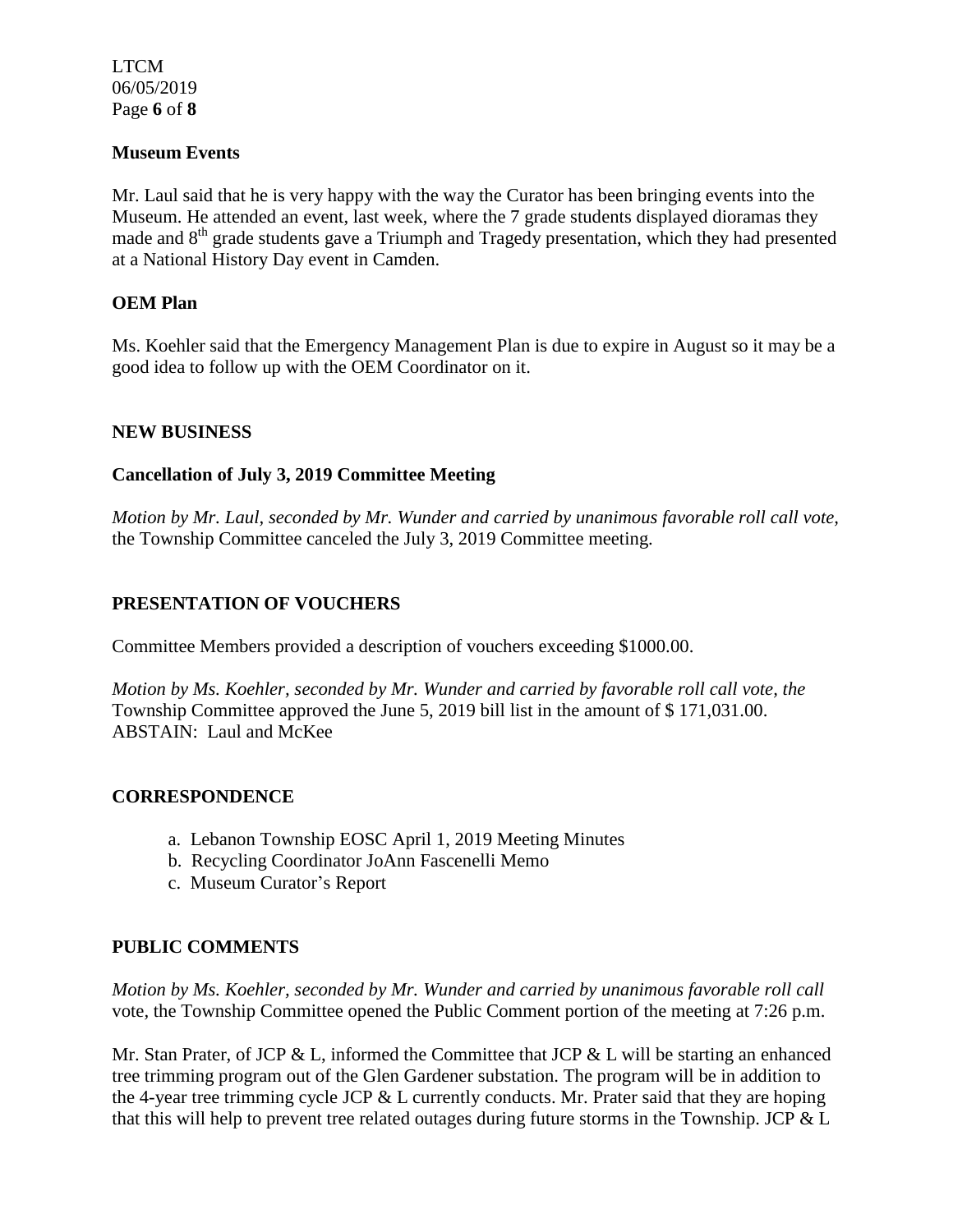### Museum Events

Mr. Laul said that he is very happy with the way the Curator has been bringing events into the Museum. He attended an event, last week, where the 7 grade students displayed dioramas they made and 8th grade students gave a Triumph and Tragedy presentation, which they had presented at a National History Day event in Camden.

### OEM Plan

Ms. Koehler said that the Emergency Management Plan is due to expire in August so it may be a good idea to follow up with the OEM Coordinator on it.

## NEW BUSINESS

### Cancellation of July 3, 2019 Committee Meeting

*Motion by Mr. Laul, seconded by Mr. Wunder and carried by unanimous favorable roll call vote,* the Township Committee canceled the July 3, 2019 Committee meeting.

## PRESENTATION OF VOUCHERS

Committee Members provided a description of vouchers exceeding $1000.00.

*Motion by Ms. Koehler, seconded by Mr. Wunder and carried by favorable roll call vote, the* Township Committee approved the June 5, 2019 bill list in the amount of $ 171,031.00.
ABSTAIN: Laul and McKee

## CORRESPONDENCE

a. Lebanon Township EOSC April 1, 2019 Meeting Minutes
b. Recycling Coordinator JoAnn Fascenelli Memo
c. Museum Curator's Report

## PUBLIC COMMENTS

*Motion by Ms. Koehler, seconded by Mr. Wunder and carried by unanimous favorable roll call* vote, the Township Committee opened the Public Comment portion of the meeting at 7:26 p.m.

Mr. Stan Prater, of JCP & L, informed the Committee that JCP & L will be starting an enhanced tree trimming program out of the Glen Gardener substation. The program will be in addition to the 4-year tree trimming cycle JCP & L currently conducts. Mr. Prater said that they are hoping that this will help to prevent tree related outages during future storms in the Township. JCP & L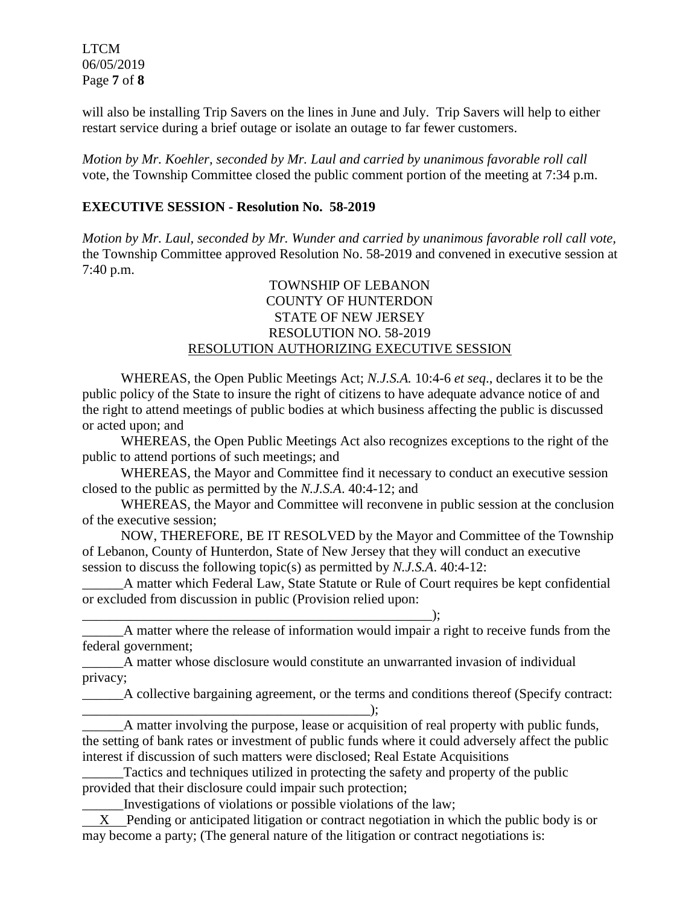will also be installing Trip Savers on the lines in June and July. Trip Savers will help to either restart service during a brief outage or isolate an outage to far fewer customers.

*Motion by Mr. Koehler, seconded by Mr. Laul and carried by unanimous favorable roll call* vote, the Township Committee closed the public comment portion of the meeting at 7:34 p.m.

## EXECUTIVE SESSION - Resolution No. 58-2019

*Motion by Mr. Laul, seconded by Mr. Wunder and carried by unanimous favorable roll call vote,* the Township Committee approved Resolution No. 58-2019 and convened in executive session at 7:40 p.m.

TOWNSHIP OF LEBANON
COUNTY OF HUNTERDON
STATE OF NEW JERSEY
RESOLUTION NO. 58-2019
RESOLUTION AUTHORIZING EXECUTIVE SESSION

WHEREAS, the Open Public Meetings Act; *N.J.S.A.* 10:4-6 *et seq*., declares it to be the public policy of the State to insure the right of citizens to have adequate advance notice of and the right to attend meetings of public bodies at which business affecting the public is discussed or acted upon; and

WHEREAS, the Open Public Meetings Act also recognizes exceptions to the right of the public to attend portions of such meetings; and

WHEREAS, the Mayor and Committee find it necessary to conduct an executive session closed to the public as permitted by the *N.J.S.A*. 40:4-12; and

WHEREAS, the Mayor and Committee will reconvene in public session at the conclusion of the executive session;

NOW, THEREFORE, BE IT RESOLVED by the Mayor and Committee of the Township of Lebanon, County of Hunterdon, State of New Jersey that they will conduct an executive session to discuss the following topic(s) as permitted by *N.J.S.A*. 40:4-12:

______A matter which Federal Law, State Statute or Rule of Court requires be kept confidential or excluded from discussion in public (Provision relied upon: _____________________________________________________);

______A matter where the release of information would impair a right to receive funds from the federal government;

______A matter whose disclosure would constitute an unwarranted invasion of individual privacy;

______A collective bargaining agreement, or the terms and conditions thereof (Specify contract: ___________________________________________);

______A matter involving the purpose, lease or acquisition of real property with public funds, the setting of bank rates or investment of public funds where it could adversely affect the public interest if discussion of such matters were disclosed; Real Estate Acquisitions

______Tactics and techniques utilized in protecting the safety and property of the public provided that their disclosure could impair such protection;

______Investigations of violations or possible violations of the law;

__X__ Pending or anticipated litigation or contract negotiation in which the public body is or may become a party; (The general nature of the litigation or contract negotiations is: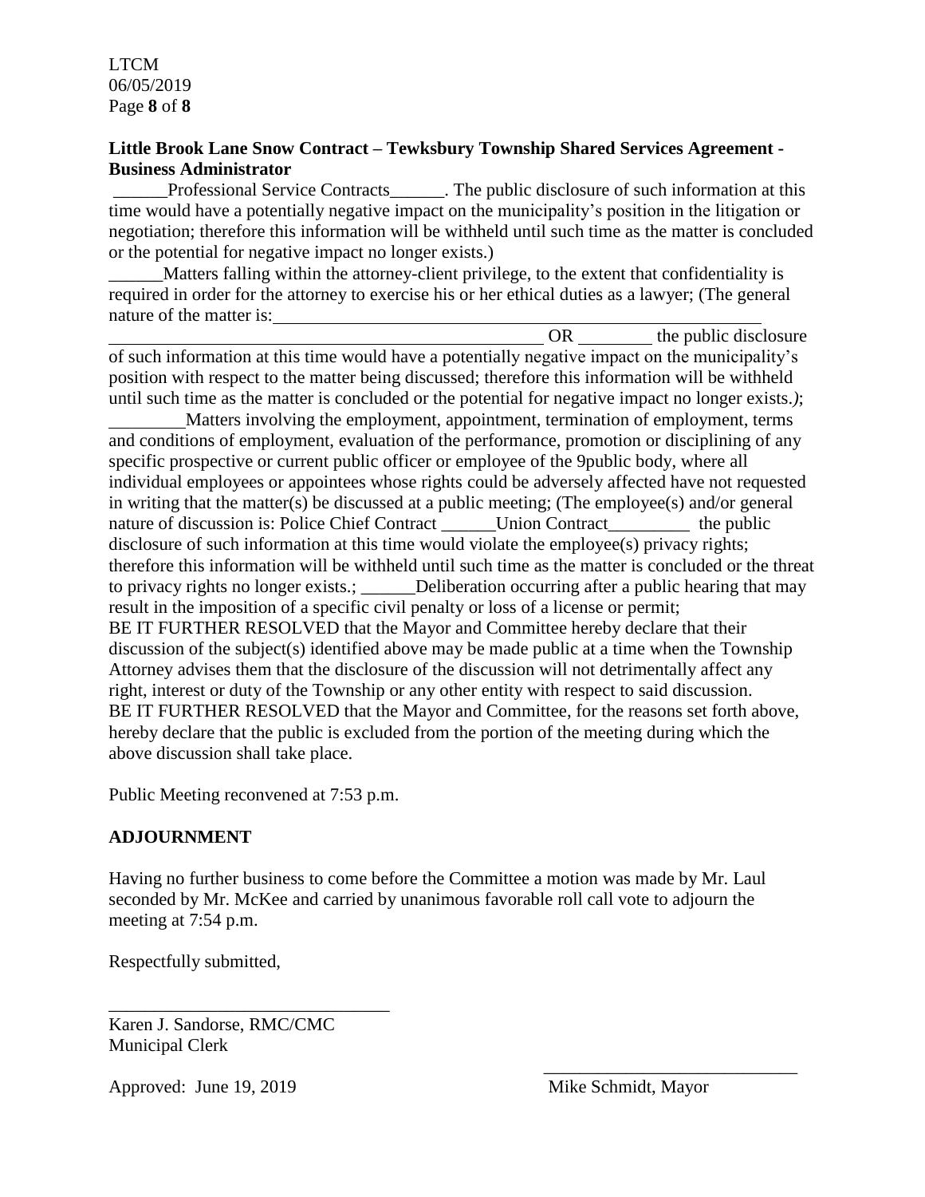**Little Brook Lane Snow Contract – Tewksbury Township Shared Services Agreement - Business Administrator**

______Professional Service Contracts______. The public disclosure of such information at this time would have a potentially negative impact on the municipality's position in the litigation or negotiation; therefore this information will be withheld until such time as the matter is concluded or the potential for negative impact no longer exists.)

______Matters falling within the attorney-client privilege, to the extent that confidentiality is required in order for the attorney to exercise his or her ethical duties as a lawyer; (The general nature of the matter is:________________________________________________

__________________________________________________ OR ________ the public disclosure of such information at this time would have a potentially negative impact on the municipality's position with respect to the matter being discussed; therefore this information will be withheld until such time as the matter is concluded or the potential for negative impact no longer exists.*)*;

________Matters involving the employment, appointment, termination of employment, terms and conditions of employment, evaluation of the performance, promotion or disciplining of any specific prospective or current public officer or employee of the 9public body, where all individual employees or appointees whose rights could be adversely affected have not requested in writing that the matter(s) be discussed at a public meeting; (The employee(s) and/or general nature of discussion is: Police Chief Contract ______Union Contract_________ the public disclosure of such information at this time would violate the employee(s) privacy rights; therefore this information will be withheld until such time as the matter is concluded or the threat to privacy rights no longer exists.; ______Deliberation occurring after a public hearing that may result in the imposition of a specific civil penalty or loss of a license or permit;

BE IT FURTHER RESOLVED that the Mayor and Committee hereby declare that their discussion of the subject(s) identified above may be made public at a time when the Township Attorney advises them that the disclosure of the discussion will not detrimentally affect any right, interest or duty of the Township or any other entity with respect to said discussion.

BE IT FURTHER RESOLVED that the Mayor and Committee, for the reasons set forth above, hereby declare that the public is excluded from the portion of the meeting during which the above discussion shall take place.

Public Meeting reconvened at 7:53 p.m.

**ADJOURNMENT**

Having no further business to come before the Committee a motion was made by Mr. Laul seconded by Mr. McKee and carried by unanimous favorable roll call vote to adjourn the meeting at 7:54 p.m.

Respectfully submitted,

_______________________________

Karen J. Sandorse, RMC/CMC
Municipal Clerk

_______________________________

Approved: June 19, 2019

Mike Schmidt, Mayor